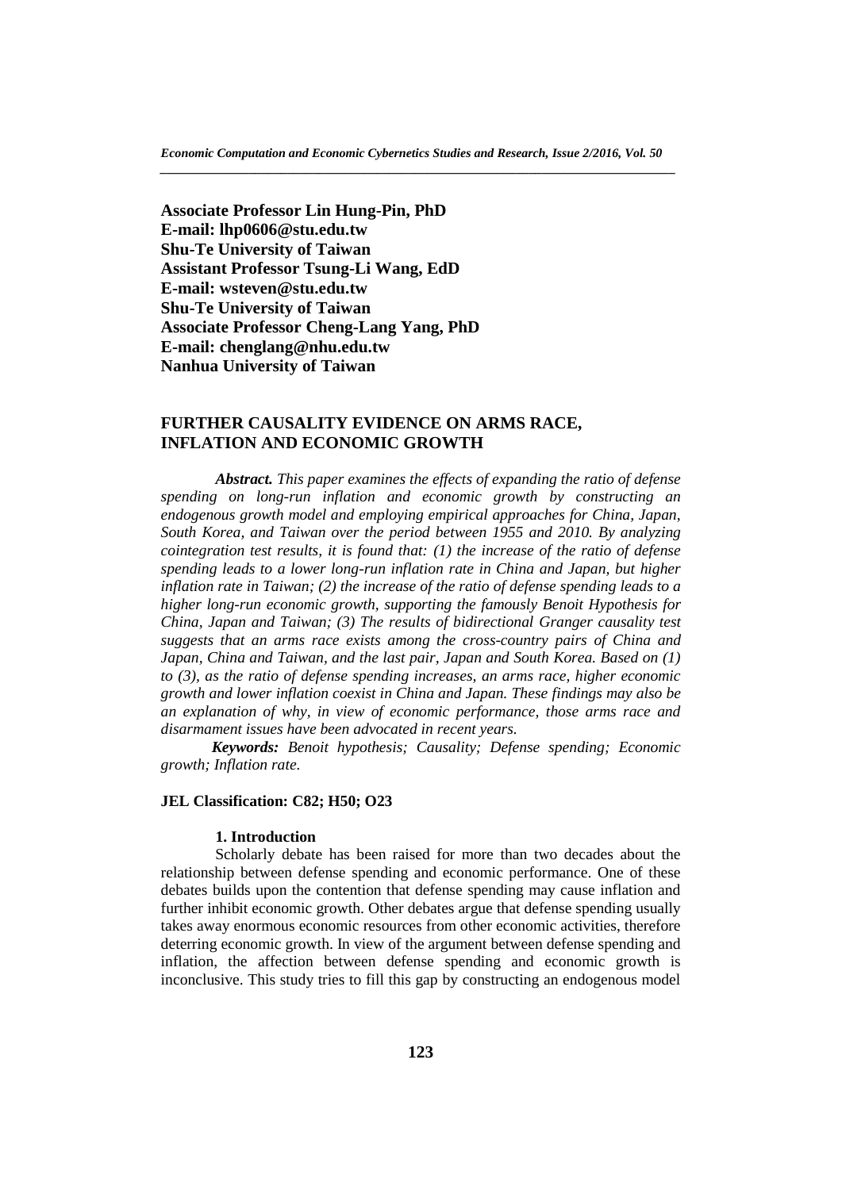**Associate Professor Lin Hung-Pin, PhD**
**E-mail: lhp0606@stu.edu.tw**
**Shu-Te University of Taiwan**
**Assistant Professor Tsung-Li Wang, EdD**
**E-mail: wsteven@stu.edu.tw**
**Shu-Te University of Taiwan**
**Associate Professor Cheng-Lang Yang, PhD**
**E-mail: chenglang@nhu.edu.tw**
**Nanhua University of Taiwan**

# FURTHER CAUSALITY EVIDENCE ON ARMS RACE, INFLATION AND ECONOMIC GROWTH

***Abstract.*** *This paper examines the effects of expanding the ratio of defense spending on long-run inflation and economic growth by constructing an endogenous growth model and employing empirical approaches for China, Japan, South Korea, and Taiwan over the period between 1955 and 2010. By analyzing cointegration test results, it is found that: (1) the increase of the ratio of defense spending leads to a lower long-run inflation rate in China and Japan, but higher inflation rate in Taiwan; (2) the increase of the ratio of defense spending leads to a higher long-run economic growth, supporting the famously Benoit Hypothesis for China, Japan and Taiwan; (3) The results of bidirectional Granger causality test suggests that an arms race exists among the cross-country pairs of China and Japan, China and Taiwan, and the last pair, Japan and South Korea. Based on (1) to (3), as the ratio of defense spending increases, an arms race, higher economic growth and lower inflation coexist in China and Japan. These findings may also be an explanation of why, in view of economic performance, those arms race and disarmament issues have been advocated in recent years.*

***Keywords:*** *Benoit hypothesis; Causality; Defense spending; Economic growth; Inflation rate.*

**JEL Classification: C82; H50; O23**

## 1. Introduction

Scholarly debate has been raised for more than two decades about the relationship between defense spending and economic performance. One of these debates builds upon the contention that defense spending may cause inflation and further inhibit economic growth. Other debates argue that defense spending usually takes away enormous economic resources from other economic activities, therefore deterring economic growth. In view of the argument between defense spending and inflation, the affection between defense spending and economic growth is inconclusive. This study tries to fill this gap by constructing an endogenous model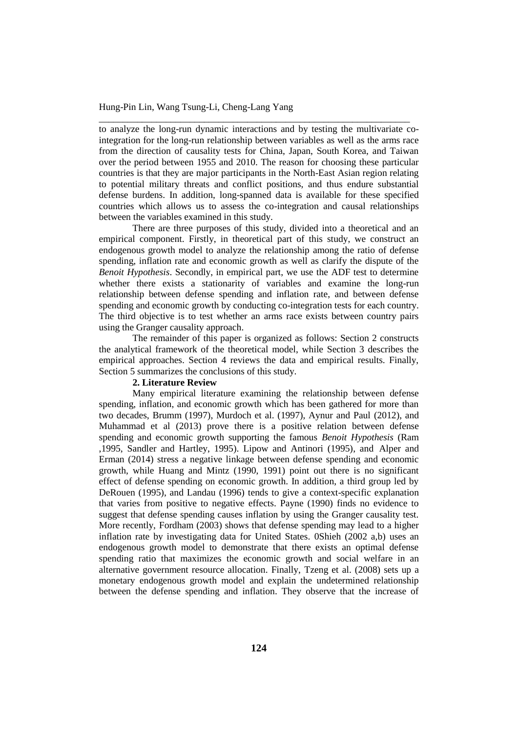to analyze the long-run dynamic interactions and by testing the multivariate co-integration for the long-run relationship between variables as well as the arms race from the direction of causality tests for China, Japan, South Korea, and Taiwan over the period between 1955 and 2010. The reason for choosing these particular countries is that they are major participants in the North-East Asian region relating to potential military threats and conflict positions, and thus endure substantial defense burdens. In addition, long-spanned data is available for these specified countries which allows us to assess the co-integration and causal relationships between the variables examined in this study.

There are three purposes of this study, divided into a theoretical and an empirical component. Firstly, in theoretical part of this study, we construct an endogenous growth model to analyze the relationship among the ratio of defense spending, inflation rate and economic growth as well as clarify the dispute of the *Benoit Hypothesis*. Secondly, in empirical part, we use the ADF test to determine whether there exists a stationarity of variables and examine the long-run relationship between defense spending and inflation rate, and between defense spending and economic growth by conducting co-integration tests for each country. The third objective is to test whether an arms race exists between country pairs using the Granger causality approach.

The remainder of this paper is organized as follows: Section 2 constructs the analytical framework of the theoretical model, while Section 3 describes the empirical approaches. Section 4 reviews the data and empirical results. Finally, Section 5 summarizes the conclusions of this study.

## 2. Literature Review

Many empirical literature examining the relationship between defense spending, inflation, and economic growth which has been gathered for more than two decades, Brumm (1997), Murdoch et al. (1997), Aynur and Paul (2012), and Muhammad et al (2013) prove there is a positive relation between defense spending and economic growth supporting the famous *Benoit Hypothesis* (Ram ,1995, Sandler and Hartley, 1995). Lipow and Antinori (1995), and Alper and Erman (2014) stress a negative linkage between defense spending and economic growth, while Huang and Mintz (1990, 1991) point out there is no significant effect of defense spending on economic growth. In addition, a third group led by DeRouen (1995), and Landau (1996) tends to give a context-specific explanation that varies from positive to negative effects. Payne (1990) finds no evidence to suggest that defense spending causes inflation by using the Granger causality test. More recently, Fordham (2003) shows that defense spending may lead to a higher inflation rate by investigating data for United States. 0Shieh (2002 a,b) uses an endogenous growth model to demonstrate that there exists an optimal defense spending ratio that maximizes the economic growth and social welfare in an alternative government resource allocation. Finally, Tzeng et al. (2008) sets up a monetary endogenous growth model and explain the undetermined relationship between the defense spending and inflation. They observe that the increase of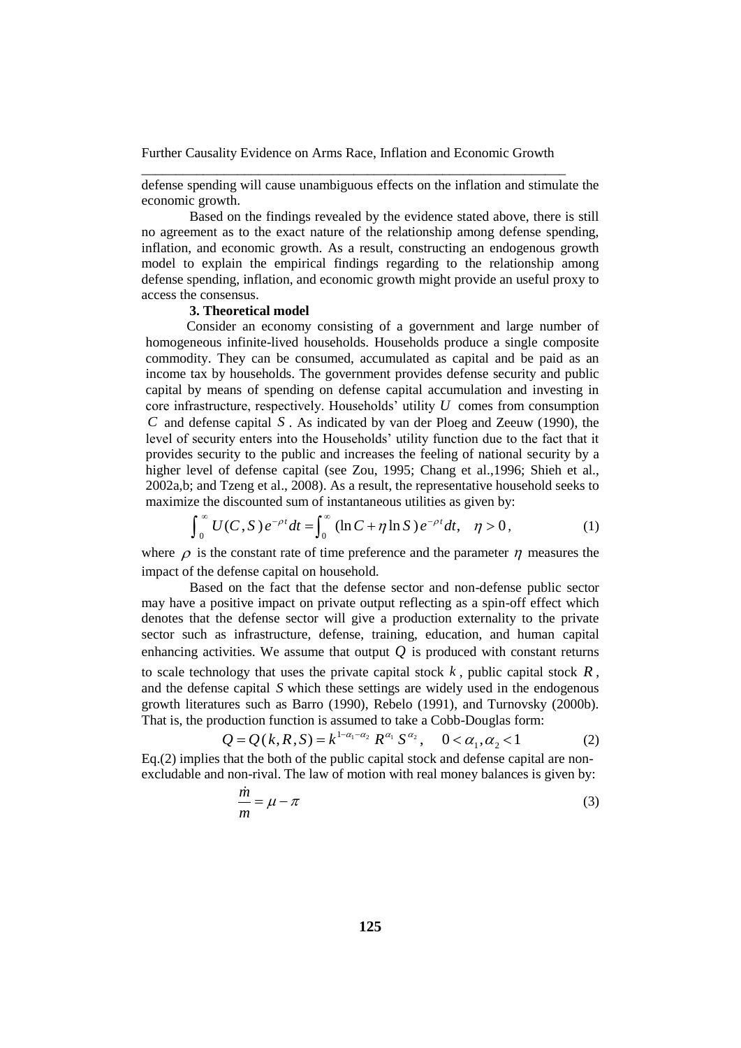defense spending will cause unambiguous effects on the inflation and stimulate the economic growth.

Based on the findings revealed by the evidence stated above, there is still no agreement as to the exact nature of the relationship among defense spending, inflation, and economic growth. As a result, constructing an endogenous growth model to explain the empirical findings regarding to the relationship among defense spending, inflation, and economic growth might provide an useful proxy to access the consensus.

### 3. Theoretical model

Consider an economy consisting of a government and large number of homogeneous infinite-lived households. Households produce a single composite commodity. They can be consumed, accumulated as capital and be paid as an income tax by households. The government provides defense security and public capital by means of spending on defense capital accumulation and investing in core infrastructure, respectively. Households' utility $U$ comes from consumption $C$ and defense capital $S$. As indicated by van der Ploeg and Zeeuw (1990), the level of security enters into the Households' utility function due to the fact that it provides security to the public and increases the feeling of national security by a higher level of defense capital (see Zou, 1995; Chang et al.,1996; Shieh et al., 2002a,b; and Tzeng et al., 2008). As a result, the representative household seeks to maximize the discounted sum of instantaneous utilities as given by:

$$\int_0^\infty U(C,S)e^{-\rho t}dt = \int_0^\infty (\ln C + \eta \ln S)e^{-\rho t}dt, \quad \eta > 0, \tag{1}$$

where $\rho$ is the constant rate of time preference and the parameter $\eta$ measures the impact of the defense capital on household.

Based on the fact that the defense sector and non-defense public sector may have a positive impact on private output reflecting as a spin-off effect which denotes that the defense sector will give a production externality to the private sector such as infrastructure, defense, training, education, and human capital enhancing activities. We assume that output $Q$ is produced with constant returns to scale technology that uses the private capital stock $k$, public capital stock $R$, and the defense capital $S$ which these settings are widely used in the endogenous growth literatures such as Barro (1990), Rebelo (1991), and Turnovsky (2000b). That is, the production function is assumed to take a Cobb-Douglas form:

$$Q = Q(k,R,S) = k^{1-\alpha_1-\alpha_2} R^{\alpha_1} S^{\alpha_2}, \quad 0 < \alpha_1, \alpha_2 < 1 \tag{2}$$

Eq.(2) implies that the both of the public capital stock and defense capital are non-excludable and non-rival. The law of motion with real money balances is given by:

$$\frac{\dot{m}}{m} = \mu - \pi \tag{3}$$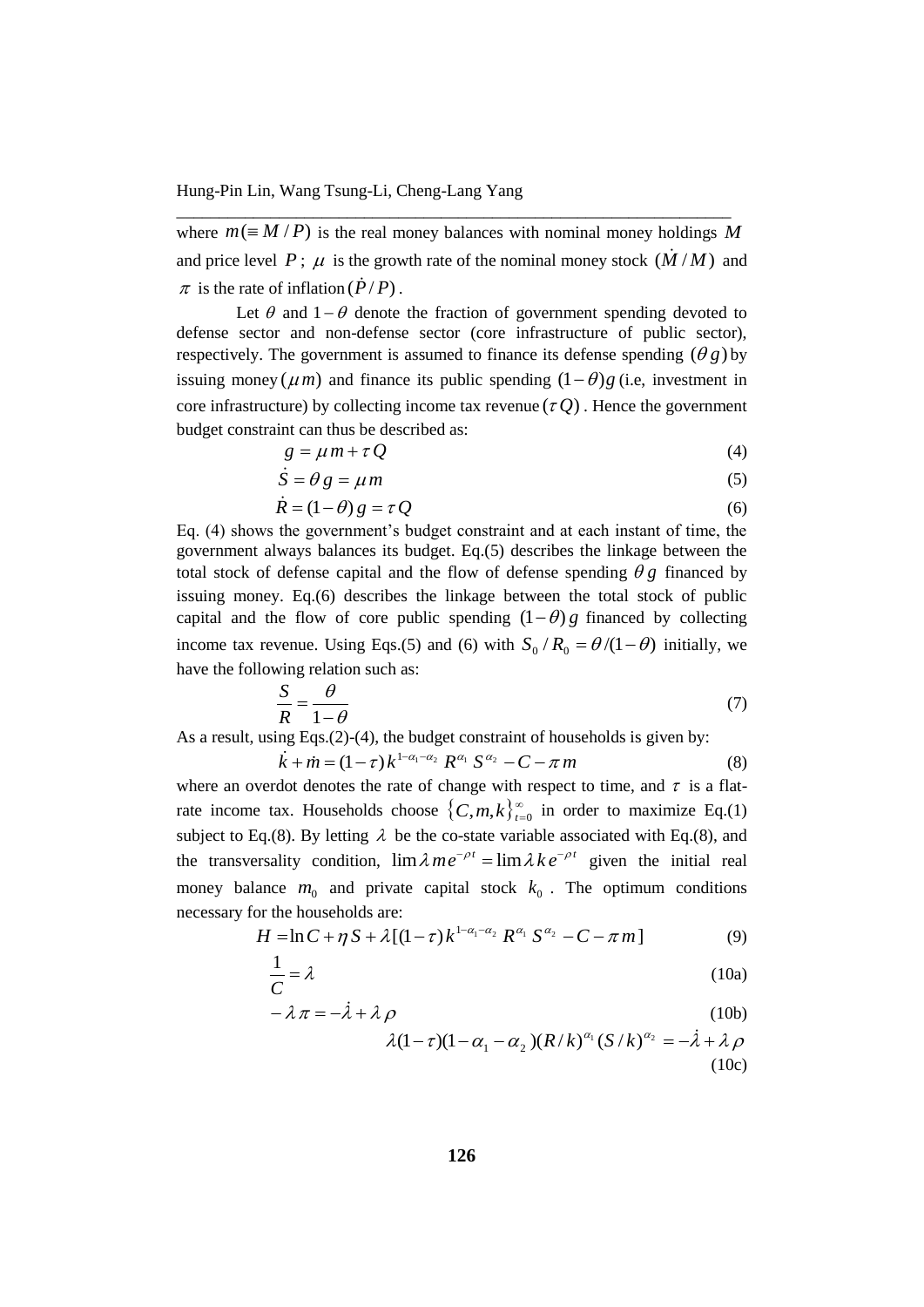where $m(\equiv M/P)$ is the real money balances with nominal money holdings $M$ and price level $P$; $\mu$ is the growth rate of the nominal money stock $(\dot{M}/M)$ and $\pi$ is the rate of inflation $(\dot{P}/P)$.

Let $\theta$ and $1-\theta$ denote the fraction of government spending devoted to defense sector and non-defense sector (core infrastructure of public sector), respectively. The government is assumed to finance its defense spending $(\theta g)$ by issuing money $(\mu m)$ and finance its public spending $(1-\theta)g$ (i.e, investment in core infrastructure) by collecting income tax revenue $(\tau Q)$. Hence the government budget constraint can thus be described as:

$$g = \mu m + \tau Q \tag{4}$$

$$\dot{S} = \theta g = \mu m \tag{5}$$

$$\dot{R} = (1-\theta) g = \tau Q \tag{6}$$

Eq. (4) shows the government's budget constraint and at each instant of time, the government always balances its budget. Eq.(5) describes the linkage between the total stock of defense capital and the flow of defense spending $\theta g$ financed by issuing money. Eq.(6) describes the linkage between the total stock of public capital and the flow of core public spending $(1-\theta) g$ financed by collecting income tax revenue. Using Eqs.(5) and (6) with $S_0 / R_0 = \theta/(1-\theta)$ initially, we have the following relation such as:

$$\frac{S}{R} = \frac{\theta}{1-\theta} \tag{7}$$

As a result, using Eqs.(2)-(4), the budget constraint of households is given by:

$$\dot{k} + \dot{m} = (1-\tau) k^{1-\alpha_1-\alpha_2} R^{\alpha_1} S^{\alpha_2} - C - \pi m \tag{8}$$

where an overdot denotes the rate of change with respect to time, and $\tau$ is a flat-rate income tax. Households choose $\{C, m, k\}_{t=0}^{\infty}$ in order to maximize Eq.(1) subject to Eq.(8). By letting $\lambda$ be the co-state variable associated with Eq.(8), and the transversality condition, $\lim \lambda m e^{-\rho t} = \lim \lambda k e^{-\rho t}$ given the initial real money balance $m_0$ and private capital stock $k_0$. The optimum conditions necessary for the households are:

$$H = \ln C + \eta S + \lambda [(1-\tau) k^{1-\alpha_1-\alpha_2} R^{\alpha_1} S^{\alpha_2} - C - \pi m] \tag{9}$$

$$\frac{1}{C} = \lambda \tag{10a}$$

$$-\lambda \pi = -\dot{\lambda} + \lambda \rho \tag{10b}$$

$$\lambda (1-\tau)(1-\alpha_1-\alpha_2)(R/k)^{\alpha_1} (S/k)^{\alpha_2} = -\dot{\lambda} + \lambda \rho \tag{10c}$$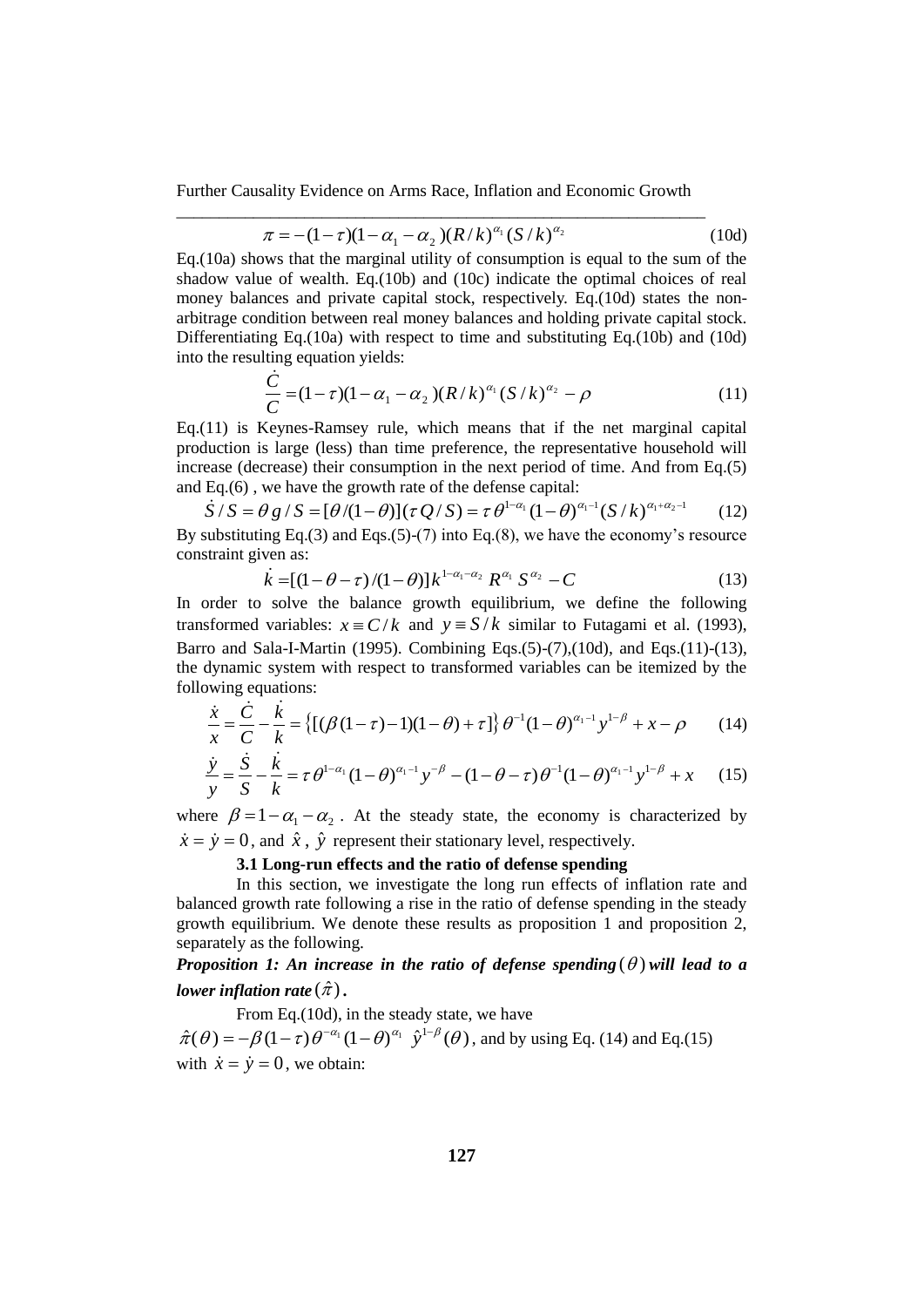$$\pi = -(1-\tau)(1-\alpha_1-\alpha_2)(R/k)^{\alpha_1}(S/k)^{\alpha_2} \tag{10d}$$

Eq.(10a) shows that the marginal utility of consumption is equal to the sum of the shadow value of wealth. Eq.(10b) and (10c) indicate the optimal choices of real money balances and private capital stock, respectively. Eq.(10d) states the non-arbitrage condition between real money balances and holding private capital stock. Differentiating Eq.(10a) with respect to time and substituting Eq.(10b) and (10d) into the resulting equation yields:

$$\frac{\dot{C}}{C} = (1-\tau)(1-\alpha_1-\alpha_2)(R/k)^{\alpha_1}(S/k)^{\alpha_2} - \rho \tag{11}$$

Eq.(11) is Keynes-Ramsey rule, which means that if the net marginal capital production is large (less) than time preference, the representative household will increase (decrease) their consumption in the next period of time. And from Eq.(5) and Eq.(6) , we have the growth rate of the defense capital:

$$\dot{S}/S = \theta g/S = [\theta/(1-\theta)](\tau Q/S) = \tau\theta^{1-\alpha_1}(1-\theta)^{\alpha_1-1}(S/k)^{\alpha_1+\alpha_2-1} \tag{12}$$

By substituting Eq.(3) and Eqs.(5)-(7) into Eq.(8), we have the economy's resource constraint given as:

$$\dot{k} = [(1-\theta-\tau)/(1-\theta)]k^{1-\alpha_1-\alpha_2} R^{\alpha_1} S^{\alpha_2} - C \tag{13}$$

In order to solve the balance growth equilibrium, we define the following transformed variables: $x \equiv C/k$ and $y \equiv S/k$ similar to Futagami et al. (1993), Barro and Sala-I-Martin (1995). Combining Eqs.(5)-(7),(10d), and Eqs.(11)-(13), the dynamic system with respect to transformed variables can be itemized by the following equations:

$$\frac{\dot{x}}{x} = \frac{\dot{C}}{C} - \frac{\dot{k}}{k} = \left\{[(\beta(1-\tau)-1)(1-\theta)+\tau]\right\}\theta^{-1}(1-\theta)^{\alpha_1-1}y^{1-\beta} + x - \rho \tag{14}$$

$$\frac{\dot{y}}{y} = \frac{\dot{S}}{S} - \frac{\dot{k}}{k} = \tau\theta^{1-\alpha_1}(1-\theta)^{\alpha_1-1}y^{-\beta} - (1-\theta-\tau)\theta^{-1}(1-\theta)^{\alpha_1-1}y^{1-\beta} + x \tag{15}$$

where $\beta = 1-\alpha_1-\alpha_2$. At the steady state, the economy is characterized by $\dot{x} = \dot{y} = 0$, and $\hat{x}$, $\hat{y}$ represent their stationary level, respectively.

### 3.1 Long-run effects and the ratio of defense spending

In this section, we investigate the long run effects of inflation rate and balanced growth rate following a rise in the ratio of defense spending in the steady growth equilibrium. We denote these results as proposition 1 and proposition 2, separately as the following.

***Proposition 1: An increase in the ratio of defense spending $(\theta)$ will lead to a lower inflation rate $(\hat{\pi})$.***

From Eq.(10d), in the steady state, we have $\hat{\pi}(\theta) = -\beta(1-\tau)\theta^{-\alpha_1}(1-\theta)^{\alpha_1}\ \hat{y}^{1-\beta}(\theta)$, and by using Eq. (14) and Eq.(15) with $\dot{x} = \dot{y} = 0$, we obtain: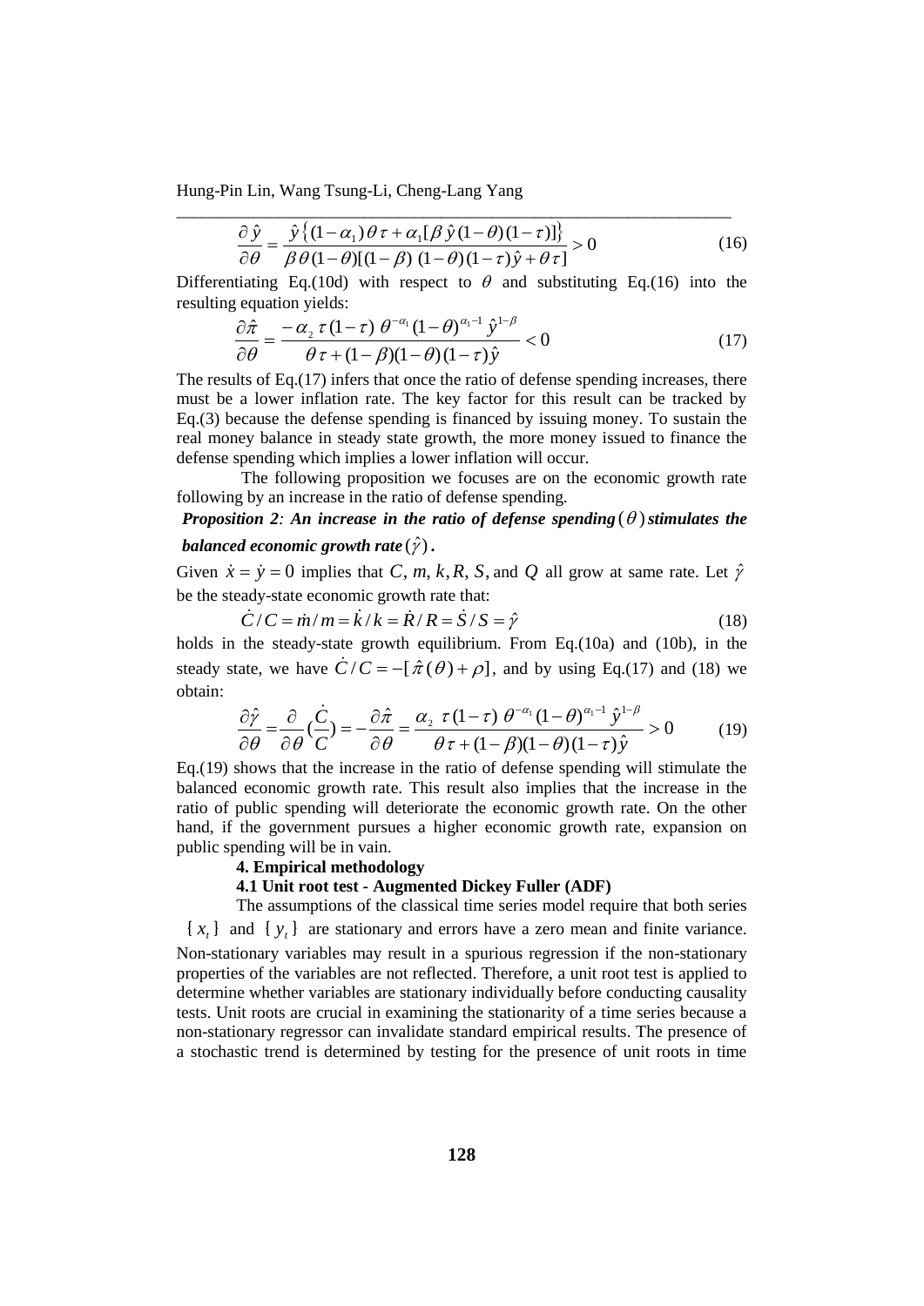$$\frac{\partial \hat{y}}{\partial \theta} = \frac{\hat{y}\{(1-\alpha_1)\theta\tau + \alpha_1[\beta\hat{y}(1-\theta)(1-\tau)]\}}{\beta\theta(1-\theta)[(1-\beta)(1-\theta)(1-\tau)\hat{y} + \theta\tau]} > 0 \tag{16}$$

Differentiating Eq.(10d) with respect to $\theta$ and substituting Eq.(16) into the resulting equation yields:

$$\frac{\partial \hat{\pi}}{\partial \theta} = \frac{-\alpha_2 \tau(1-\tau)\,\theta^{-\alpha_1}(1-\theta)^{\alpha_1 - 1}\hat{y}^{1-\beta}}{\theta\tau + (1-\beta)(1-\theta)(1-\tau)\hat{y}} < 0 \tag{17}$$

The results of Eq.(17) infers that once the ratio of defense spending increases, there must be a lower inflation rate. The key factor for this result can be tracked by Eq.(3) because the defense spending is financed by issuing money. To sustain the real money balance in steady state growth, the more money issued to finance the defense spending which implies a lower inflation will occur.

The following proposition we focuses are on the economic growth rate following by an increase in the ratio of defense spending.

***Proposition 2**: An increase in the ratio of defense spending $(\theta)$ stimulates the balanced economic growth rate $(\hat{\gamma})$.*

Given $\dot{x} = \dot{y} = 0$ implies that $C, m, k, R, S,$ and $Q$ all grow at same rate. Let $\hat{\gamma}$ be the steady-state economic growth rate that:

$$\dot{C}/C = \dot{m}/m = \dot{k}/k = \dot{R}/R = \dot{S}/S = \hat{\gamma} \tag{18}$$

holds in the steady-state growth equilibrium. From Eq.(10a) and (10b), in the steady state, we have $\dot{C}/C = -[\hat{\pi}(\theta) + \rho]$, and by using Eq.(17) and (18) we obtain:

$$\frac{\partial \hat{\gamma}}{\partial \theta} = \frac{\partial}{\partial \theta}\left(\frac{\dot{C}}{C}\right) = -\frac{\partial \hat{\pi}}{\partial \theta} = \frac{\alpha_2 \tau(1-\tau)\,\theta^{-\alpha_1}(1-\theta)^{\alpha_1 - 1}\hat{y}^{1-\beta}}{\theta\tau + (1-\beta)(1-\theta)(1-\tau)\hat{y}} > 0 \tag{19}$$

Eq.(19) shows that the increase in the ratio of defense spending will stimulate the balanced economic growth rate. This result also implies that the increase in the ratio of public spending will deteriorate the economic growth rate. On the other hand, if the government pursues a higher economic growth rate, expansion on public spending will be in vain.

## 4. Empirical methodology

### 4.1 Unit root test - Augmented Dickey Fuller (ADF)

The assumptions of the classical time series model require that both series $\{x_t\}$ and $\{y_t\}$ are stationary and errors have a zero mean and finite variance. Non-stationary variables may result in a spurious regression if the non-stationary properties of the variables are not reflected. Therefore, a unit root test is applied to determine whether variables are stationary individually before conducting causality tests. Unit roots are crucial in examining the stationarity of a time series because a non-stationary regressor can invalidate standard empirical results. The presence of a stochastic trend is determined by testing for the presence of unit roots in time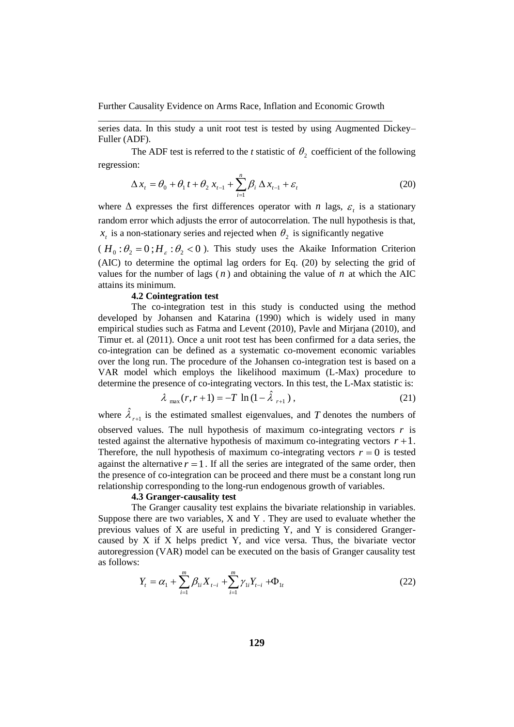series data. In this study a unit root test is tested by using Augmented Dickey–Fuller (ADF).

The ADF test is referred to the *t* statistic of $\theta_2$ coefficient of the following regression:

$$\Delta x_t = \theta_0 + \theta_1 t + \theta_2 x_{t-1} + \sum_{i=1}^{n} \beta_i \Delta x_{t-1} + \varepsilon_t \tag{20}$$

where $\Delta$ expresses the first differences operator with $n$ lags, $\varepsilon_t$ is a stationary random error which adjusts the error of autocorrelation. The null hypothesis is that, $x_t$ is a non-stationary series and rejected when $\theta_2$ is significantly negative ($H_0 : \theta_2 = 0 ; H_\varepsilon : \theta_2 < 0$). This study uses the Akaike Information Criterion (AIC) to determine the optimal lag orders for Eq. (20) by selecting the grid of values for the number of lags ($n$) and obtaining the value of $n$ at which the AIC attains its minimum.

#### 4.2 Cointegration test

The co-integration test in this study is conducted using the method developed by Johansen and Katarina (1990) which is widely used in many empirical studies such as Fatma and Levent (2010), Pavle and Mirjana (2010), and Timur et. al (2011). Once a unit root test has been confirmed for a data series, the co-integration can be defined as a systematic co-movement economic variables over the long run. The procedure of the Johansen co-integration test is based on a VAR model which employs the likelihood maximum (L-Max) procedure to determine the presence of co-integrating vectors. In this test, the L-Max statistic is:

$$\lambda_{\max}(r, r+1) = -T \ln(1 - \hat{\lambda}_{r+1}), \tag{21}$$

where $\hat{\lambda}_{r+1}$ is the estimated smallest eigenvalues, and $T$ denotes the numbers of observed values. The null hypothesis of maximum co-integrating vectors $r$ is tested against the alternative hypothesis of maximum co-integrating vectors $r+1$. Therefore, the null hypothesis of maximum co-integrating vectors $r = 0$ is tested against the alternative $r = 1$. If all the series are integrated of the same order, then the presence of co-integration can be proceed and there must be a constant long run relationship corresponding to the long-run endogenous growth of variables.

#### 4.3 Granger-causality test

The Granger causality test explains the bivariate relationship in variables. Suppose there are two variables, X and Y . They are used to evaluate whether the previous values of X are useful in predicting Y, and Y is considered Granger-caused by X if X helps predict Y, and vice versa. Thus, the bivariate vector autoregression (VAR) model can be executed on the basis of Granger causality test as follows:

$$Y_t = \alpha_1 + \sum_{i=1}^{m} \beta_{1i} X_{t-i} + \sum_{i=1}^{m} \gamma_{1i} Y_{t-i} + \Phi_{1t} \tag{22}$$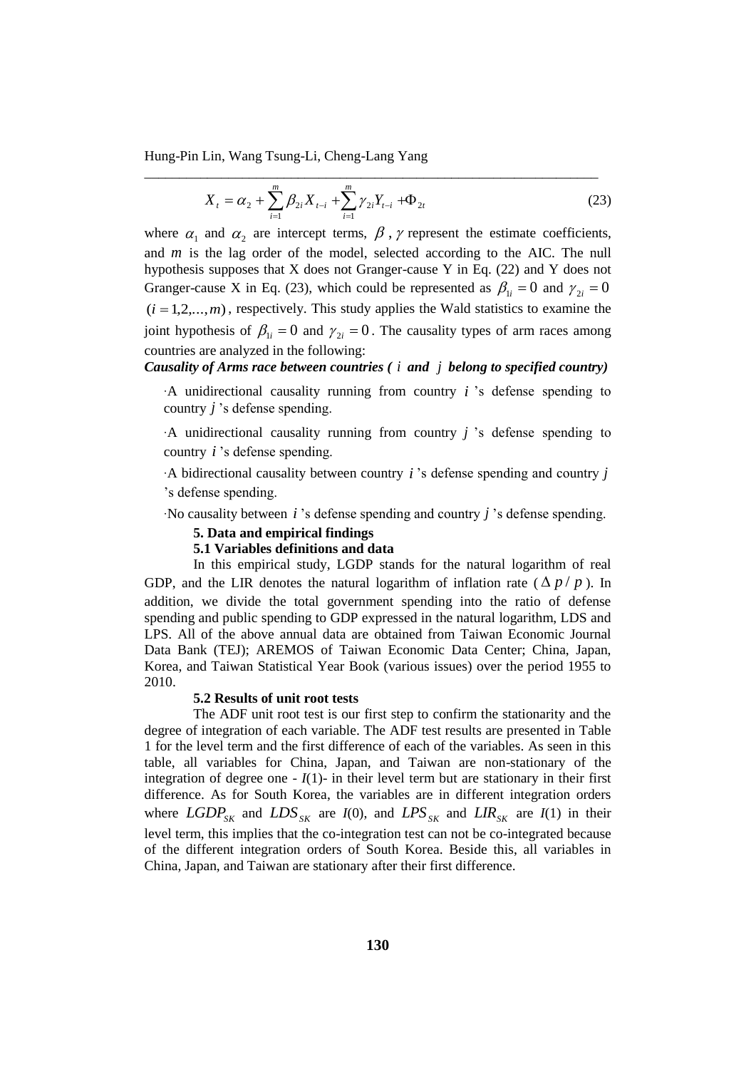$$X_t = \alpha_2 + \sum_{i=1}^{m} \beta_{2i} X_{t-i} + \sum_{i=1}^{m} \gamma_{2i} Y_{t-i} + \Phi_{2t} \tag{23}$$

where $\alpha_1$ and $\alpha_2$ are intercept terms, $\beta$, $\gamma$ represent the estimate coefficients, and $m$ is the lag order of the model, selected according to the AIC. The null hypothesis supposes that X does not Granger-cause Y in Eq. (22) and Y does not Granger-cause X in Eq. (23), which could be represented as $\beta_{1i} = 0$ and $\gamma_{2i} = 0$ $(i = 1,2,\ldots,m)$, respectively. This study applies the Wald statistics to examine the joint hypothesis of $\beta_{1i} = 0$ and $\gamma_{2i} = 0$. The causality types of arm races among countries are analyzed in the following:

***Causality of Arms race between countries ( $i$ and $j$ belong to specified country)***

- A unidirectional causality running from country $i$ 's defense spending to country $j$ 's defense spending.
- A unidirectional causality running from country $j$ 's defense spending to country $i$ 's defense spending.
- A bidirectional causality between country $i$ 's defense spending and country $j$ 's defense spending.
- No causality between $i$ 's defense spending and country $j$ 's defense spending.

## 5. Data and empirical findings

### 5.1 Variables definitions and data

In this empirical study, LGDP stands for the natural logarithm of real GDP, and the LIR denotes the natural logarithm of inflation rate ( $\Delta p / p$ ). In addition, we divide the total government spending into the ratio of defense spending and public spending to GDP expressed in the natural logarithm, LDS and LPS. All of the above annual data are obtained from Taiwan Economic Journal Data Bank (TEJ); AREMOS of Taiwan Economic Data Center; China, Japan, Korea, and Taiwan Statistical Year Book (various issues) over the period 1955 to 2010.

### 5.2 Results of unit root tests

The ADF unit root test is our first step to confirm the stationarity and the degree of integration of each variable. The ADF test results are presented in Table 1 for the level term and the first difference of each of the variables. As seen in this table, all variables for China, Japan, and Taiwan are non-stationary of the integration of degree one - $I(1)$- in their level term but are stationary in their first difference. As for South Korea, the variables are in different integration orders where $LGDP_{SK}$ and $LDS_{SK}$ are $I(0)$, and $LPS_{SK}$ and $LIR_{SK}$ are $I(1)$ in their level term, this implies that the co-integration test can not be co-integrated because of the different integration orders of South Korea. Beside this, all variables in China, Japan, and Taiwan are stationary after their first difference.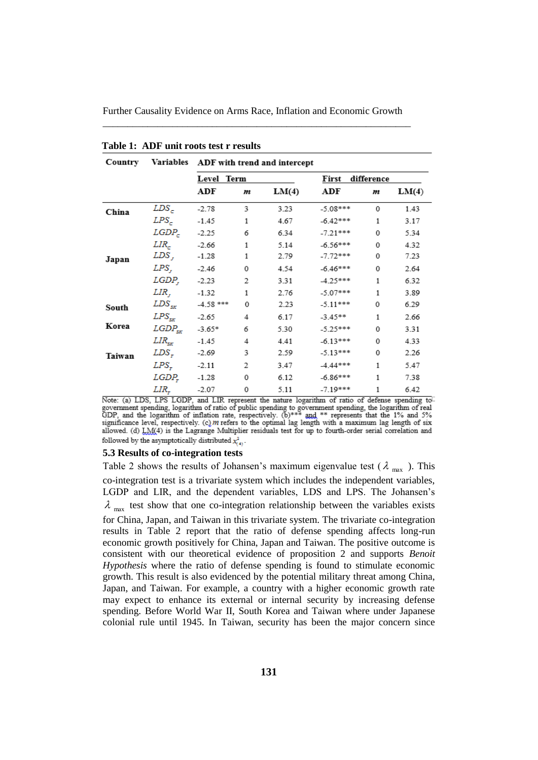**Table 1: ADF unit roots test r results**

| Country | Variables | ADF with trend and intercept | | | | | |
|---|---|---|---|---|---|---|---|
| | | Level Term | | | First difference | | |
| | | ADF | $m$ | LM(4) | ADF | $m$ | LM(4) |
| China | $LDS_c$ | -2.78 | 3 | 3.23 | -5.08*** | 0 | 1.43 |
| | $LPS_c$ | -1.45 | 1 | 4.67 | -6.42*** | 1 | 3.17 |
| | $LGDP_c$ | -2.25 | 6 | 6.34 | -7.21*** | 0 | 5.34 |
| | $LIR_c$ | -2.66 | 1 | 5.14 | -6.56*** | 0 | 4.32 |
| Japan | $LDS_J$ | -1.28 | 1 | 2.79 | -7.72*** | 0 | 7.23 |
| | $LPS_J$ | -2.46 | 0 | 4.54 | -6.46*** | 0 | 2.64 |
| | $LGDP_J$ | -2.23 | 2 | 3.31 | -4.25*** | 1 | 6.32 |
| | $LIR_J$ | -1.32 | 1 | 2.76 | -5.07*** | 1 | 3.89 |
| South Korea | $LDS_{SK}$ | -4.58 *** | 0 | 2.23 | -5.11*** | 0 | 6.29 |
| | $LPS_{SK}$ | -2.65 | 4 | 6.17 | -3.45** | 1 | 2.66 |
| | $LGDP_{SK}$ | -3.65* | 6 | 5.30 | -5.25*** | 0 | 3.31 |
| | $LIR_{SK}$ | -1.45 | 4 | 4.41 | -6.13*** | 0 | 4.33 |
| Taiwan | $LDS_T$ | -2.69 | 3 | 2.59 | -5.13*** | 0 | 2.26 |
| | $LPS_T$ | -2.11 | 2 | 3.47 | -4.44*** | 1 | 5.47 |
| | $LGDP_T$ | -1.28 | 0 | 6.12 | -6.86*** | 1 | 7.38 |
| | $LIR_T$ | -2.07 | 0 | 5.11 | -7.19*** | 1 | 6.42 |

Note: (a) LDS, LPS LGDP, and LIR represent the nature logarithm of ratio of defense spending to government spending, logarithm of ratio of public spending to government spending, the logarithm of real GDP, and the logarithm of inflation rate, respectively. (b)*** and ** represents that the 1% and 5% significance level, respectively. (c) $m$ refers to the optimal lag length with a maximum lag length of six allowed. (d) LM(4) is the Lagrange Multiplier residuals test for up to fourth-order serial correlation and followed by the asymptotically distributed $\chi^2_{(4)}$.

### 5.3 Results of co-integration tests

Table 2 shows the results of Johansen's maximum eigenvalue test ($\lambda_{max}$). This co-integration test is a trivariate system which includes the independent variables, LGDP and LIR, and the dependent variables, LDS and LPS. The Johansen's $\lambda_{max}$ test show that one co-integration relationship between the variables exists for China, Japan, and Taiwan in this trivariate system. The trivariate co-integration results in Table 2 report that the ratio of defense spending affects long-run economic growth positively for China, Japan and Taiwan. The positive outcome is consistent with our theoretical evidence of proposition 2 and supports *Benoit Hypothesis* where the ratio of defense spending is found to stimulate economic growth. This result is also evidenced by the potential military threat among China, Japan, and Taiwan. For example, a country with a higher economic growth rate may expect to enhance its external or internal security by increasing defense spending. Before World War II, South Korea and Taiwan where under Japanese colonial rule until 1945. In Taiwan, security has been the major concern since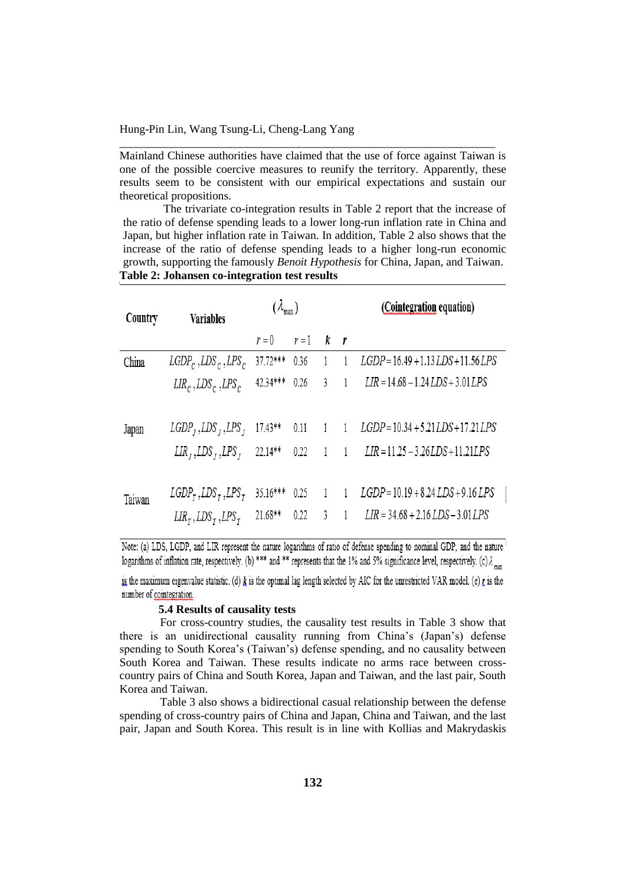Mainland Chinese authorities have claimed that the use of force against Taiwan is one of the possible coercive measures to reunify the territory. Apparently, these results seem to be consistent with our empirical expectations and sustain our theoretical propositions.

The trivariate co-integration results in Table 2 report that the increase of the ratio of defense spending leads to a lower long-run inflation rate in China and Japan, but higher inflation rate in Taiwan. In addition, Table 2 also shows that the increase of the ratio of defense spending leads to a higher long-run economic growth, supporting the famously *Benoit Hypothesis* for China, Japan, and Taiwan.

**Table 2: Johansen co-integration test results**

| Country | Variables | ($\lambda_{max}$) | | | | (Cointegration equation) |
|---|---|---|---|---|---|---|
| | | $r=0$ | $r=1$ | $k$ | $r$ | |
| China | $LGDP_C, LDS_C, LPS_C$ | 37.72*** | 0.36 | 1 | 1 | $LGDP = 16.49 + 1.13\,LDS + 11.56\,LPS$ |
| | $LIR_C, LDS_C, LPS_C$ | 42.34*** | 0.26 | 3 | 1 | $LIR = 14.68 - 1.24\,LDS + 3.01\,LPS$ |
| Japan | $LGDP_J, LDS_J, LPS_J$ | 17.43** | 0.11 | 1 | 1 | $LGDP = 10.34 + 5.21\,LDS + 17.21\,LPS$ |
| | $LIR_J, LDS_J, LPS_J$ | 22.14** | 0.22 | 1 | 1 | $LIR = 11.25 - 3.26\,LDS + 11.21\,LPS$ |
| Taiwan | $LGDP_T, LDS_T, LPS_T$ | 35.16*** | 0.25 | 1 | 1 | $LGDP = 10.19 + 8.24\,LDS + 9.16\,LPS$ |
| | $LIR_T, LDS_T, LPS_T$ | 21.68** | 0.22 | 3 | 1 | $LIR = 34.68 + 2.16\,LDS - 3.01\,LPS$ |

Note: (a) LDS, LGDP, and LIR represent the nature logarithms of ratio of defense spending to nominal GDP, and the nature logarithms of inflation rate, respectively. (b) *** and ** represents that the 1% and 5% significance level, respectively. (c) $\lambda_{max}$ is the maximum eigenvalue statistic. (d) $k$ is the optimal lag length selected by AIC for the unrestricted VAR model. (e) $r$ is the number of cointegration.

### 5.4 Results of causality tests

For cross-country studies, the causality test results in Table 3 show that there is an unidirectional causality running from China's (Japan's) defense spending to South Korea's (Taiwan's) defense spending, and no causality between South Korea and Taiwan. These results indicate no arms race between cross-country pairs of China and South Korea, Japan and Taiwan, and the last pair, South Korea and Taiwan.

Table 3 also shows a bidirectional casual relationship between the defense spending of cross-country pairs of China and Japan, China and Taiwan, and the last pair, Japan and South Korea. This result is in line with Kollias and Makrydaskis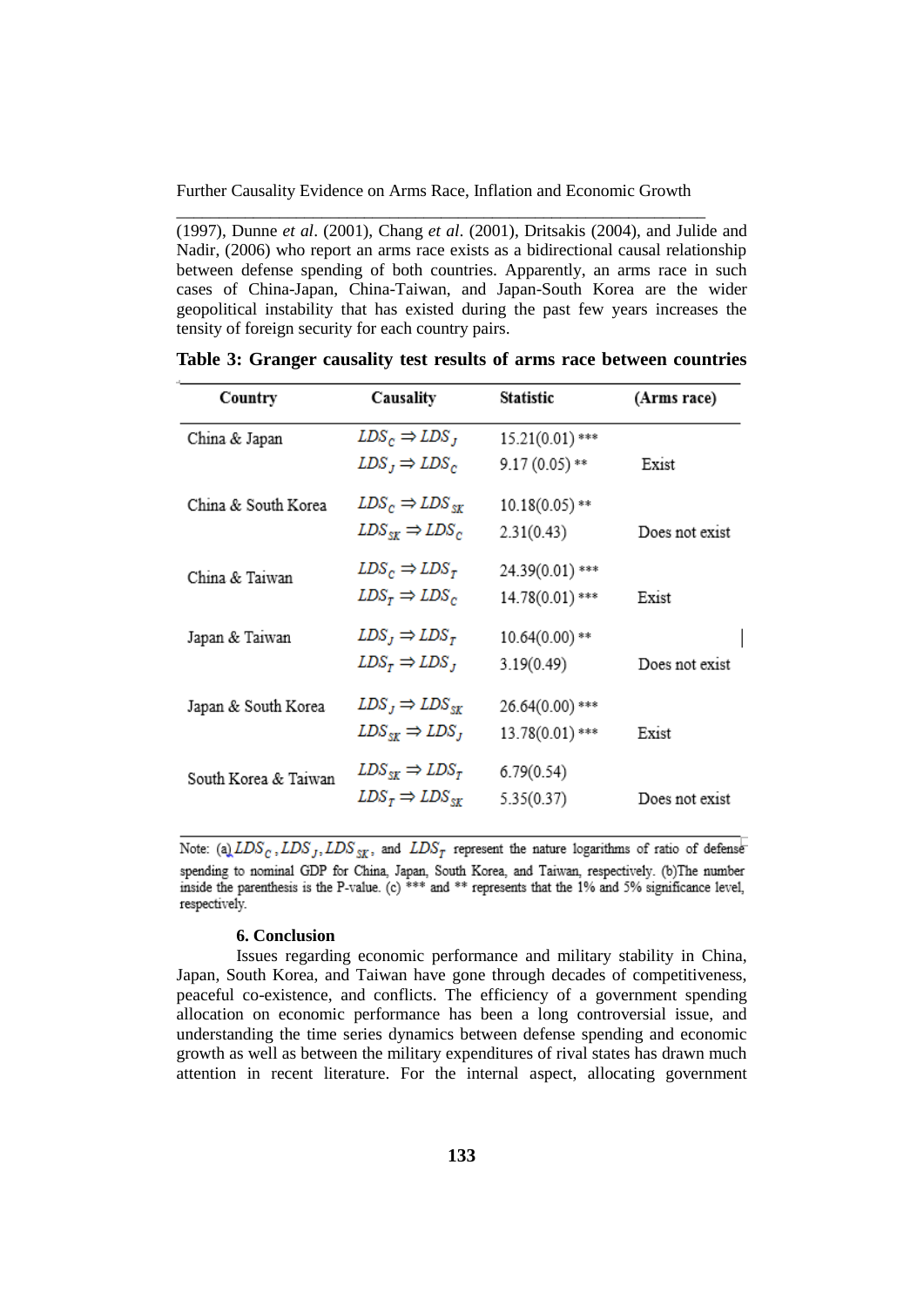(1997), Dunne *et al*. (2001), Chang *et al*. (2001), Dritsakis (2004), and Julide and Nadir, (2006) who report an arms race exists as a bidirectional causal relationship between defense spending of both countries. Apparently, an arms race in such cases of China-Japan, China-Taiwan, and Japan-South Korea are the wider geopolitical instability that has existed during the past few years increases the tensity of foreign security for each country pairs.

**Table 3: Granger causality test results of arms race between countries**

| Country | Causality | Statistic | (Arms race) |
|---|---|---|---|
| China & Japan | $LDS_C \Rightarrow LDS_J$ | 15.21(0.01) *** | |
| | $LDS_J \Rightarrow LDS_C$ | 9.17 (0.05) ** | Exist |
| China & South Korea | $LDS_C \Rightarrow LDS_{SK}$ | 10.18(0.05) ** | |
| | $LDS_{SK} \Rightarrow LDS_C$ | 2.31(0.43) | Does not exist |
| China & Taiwan | $LDS_C \Rightarrow LDS_T$ | 24.39(0.01) *** | |
| | $LDS_T \Rightarrow LDS_C$ | 14.78(0.01) *** | Exist |
| Japan & Taiwan | $LDS_J \Rightarrow LDS_T$ | 10.64(0.00) ** | |
| | $LDS_T \Rightarrow LDS_J$ | 3.19(0.49) | Does not exist |
| Japan & South Korea | $LDS_J \Rightarrow LDS_{SK}$ | 26.64(0.00) *** | |
| | $LDS_{SK} \Rightarrow LDS_J$ | 13.78(0.01) *** | Exist |
| South Korea & Taiwan | $LDS_{SK} \Rightarrow LDS_T$ | 6.79(0.54) | |
| | $LDS_T \Rightarrow LDS_{SK}$ | 5.35(0.37) | Does not exist |

Note: (a) $LDS_C$, $LDS_J$, $LDS_{SK}$, and $LDS_T$ represent the nature logarithms of ratio of defense spending to nominal GDP for China, Japan, South Korea, and Taiwan, respectively. (b)The number inside the parenthesis is the P-value. (c) *** and ** represents that the 1% and 5% significance level, respectively.

## 6. Conclusion

Issues regarding economic performance and military stability in China, Japan, South Korea, and Taiwan have gone through decades of competitiveness, peaceful co-existence, and conflicts. The efficiency of a government spending allocation on economic performance has been a long controversial issue, and understanding the time series dynamics between defense spending and economic growth as well as between the military expenditures of rival states has drawn much attention in recent literature. For the internal aspect, allocating government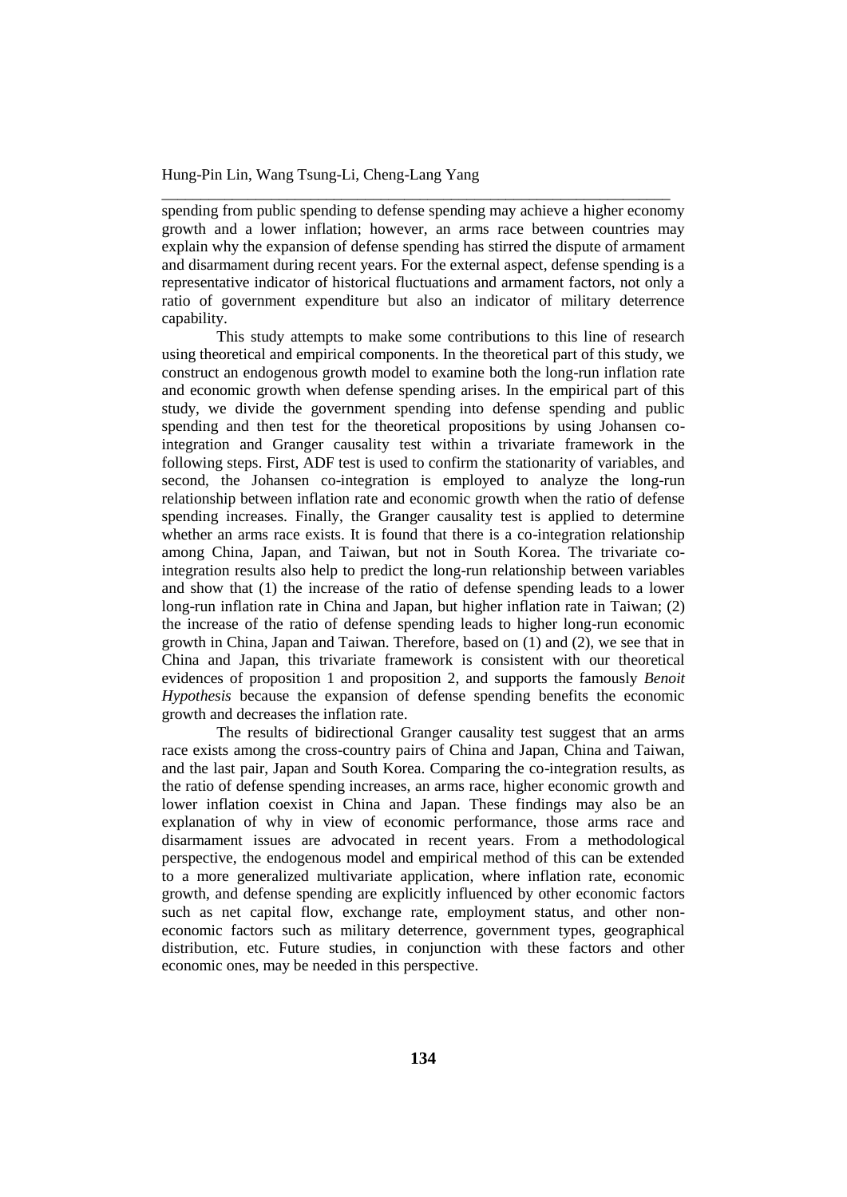spending from public spending to defense spending may achieve a higher economy growth and a lower inflation; however, an arms race between countries may explain why the expansion of defense spending has stirred the dispute of armament and disarmament during recent years. For the external aspect, defense spending is a representative indicator of historical fluctuations and armament factors, not only a ratio of government expenditure but also an indicator of military deterrence capability.

This study attempts to make some contributions to this line of research using theoretical and empirical components. In the theoretical part of this study, we construct an endogenous growth model to examine both the long-run inflation rate and economic growth when defense spending arises. In the empirical part of this study, we divide the government spending into defense spending and public spending and then test for the theoretical propositions by using Johansen co-integration and Granger causality test within a trivariate framework in the following steps. First, ADF test is used to confirm the stationarity of variables, and second, the Johansen co-integration is employed to analyze the long-run relationship between inflation rate and economic growth when the ratio of defense spending increases. Finally, the Granger causality test is applied to determine whether an arms race exists. It is found that there is a co-integration relationship among China, Japan, and Taiwan, but not in South Korea. The trivariate co-integration results also help to predict the long-run relationship between variables and show that (1) the increase of the ratio of defense spending leads to a lower long-run inflation rate in China and Japan, but higher inflation rate in Taiwan; (2) the increase of the ratio of defense spending leads to higher long-run economic growth in China, Japan and Taiwan. Therefore, based on (1) and (2), we see that in China and Japan, this trivariate framework is consistent with our theoretical evidences of proposition 1 and proposition 2, and supports the famously *Benoit Hypothesis* because the expansion of defense spending benefits the economic growth and decreases the inflation rate.

The results of bidirectional Granger causality test suggest that an arms race exists among the cross-country pairs of China and Japan, China and Taiwan, and the last pair, Japan and South Korea. Comparing the co-integration results, as the ratio of defense spending increases, an arms race, higher economic growth and lower inflation coexist in China and Japan. These findings may also be an explanation of why in view of economic performance, those arms race and disarmament issues are advocated in recent years. From a methodological perspective, the endogenous model and empirical method of this can be extended to a more generalized multivariate application, where inflation rate, economic growth, and defense spending are explicitly influenced by other economic factors such as net capital flow, exchange rate, employment status, and other non-economic factors such as military deterrence, government types, geographical distribution, etc. Future studies, in conjunction with these factors and other economic ones, may be needed in this perspective.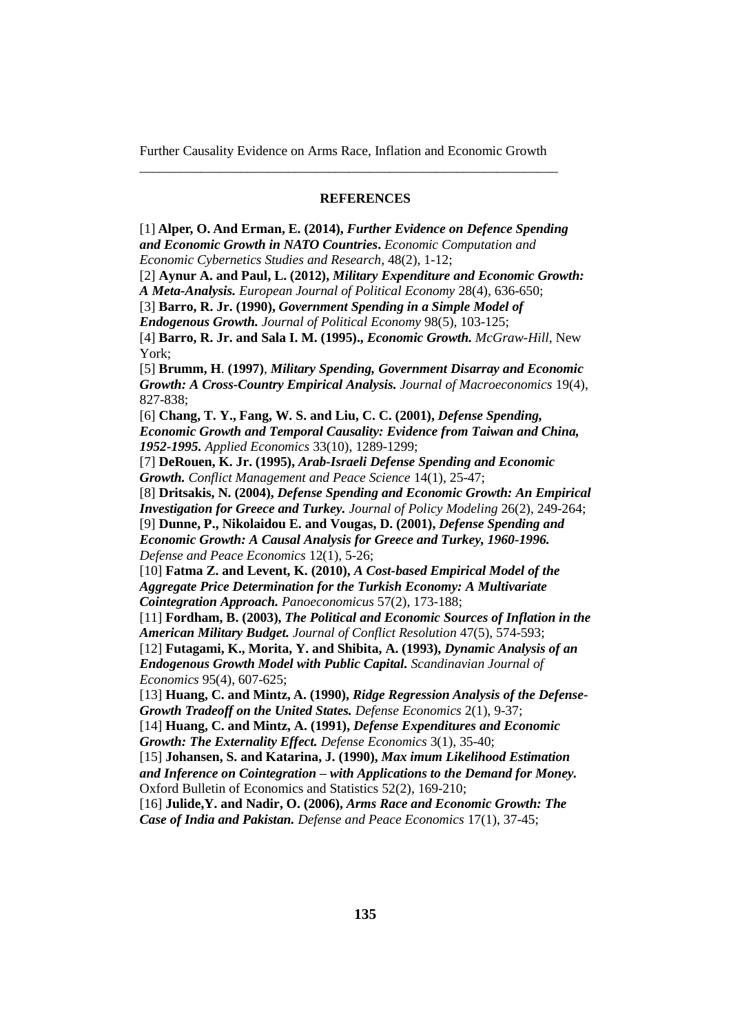**REFERENCES**

[1] **Alper, O. And Erman, E. (2014),** ***Further Evidence on Defence Spending and Economic Growth in NATO Countries***. *Economic Computation and Economic Cybernetics Studies and Research,* 48(2), 1-12;

[2] **Aynur A. and Paul, L. (2012),** ***Military Expenditure and Economic Growth: A Meta-Analysis.*** *European Journal of Political Economy* 28(4), 636-650;

[3] **Barro, R. Jr. (1990),** ***Government Spending in a Simple Model of Endogenous Growth.*** *Journal of Political Economy* 98(5), 103-125;

[4] **Barro, R. Jr. and Sala I. M. (1995).,** ***Economic Growth.*** *McGraw-Hill*, New York;

[5] **Brumm, H. (1997)**, ***Military Spending, Government Disarray and Economic Growth: A Cross-Country Empirical Analysis.*** *Journal of Macroeconomics* 19(4), 827-838;

[6] **Chang, T. Y., Fang, W. S. and Liu, C. C. (2001),** ***Defense Spending, Economic Growth and Temporal Causality: Evidence from Taiwan and China, 1952-1995.*** *Applied Economics* 33(10), 1289-1299;

[7] **DeRouen, K. Jr. (1995),** ***Arab-Israeli Defense Spending and Economic Growth.*** *Conflict Management and Peace Science* 14(1), 25-47;

[8] **Dritsakis, N. (2004),** ***Defense Spending and Economic Growth: An Empirical Investigation for Greece and Turkey.*** *Journal of Policy Modeling* 26(2), 249-264;

[9] **Dunne, P., Nikolaidou E. and Vougas, D. (2001),** ***Defense Spending and Economic Growth: A Causal Analysis for Greece and Turkey, 1960-1996.*** *Defense and Peace Economics* 12(1), 5-26;

[10] **Fatma Z. and Levent, K. (2010),** ***A Cost-based Empirical Model of the Aggregate Price Determination for the Turkish Economy: A Multivariate Cointegration Approach.*** *Panoeconomicus* 57(2), 173-188;

[11] **Fordham, B. (2003),** ***The Political and Economic Sources of Inflation in the American Military Budget.*** *Journal of Conflict Resolution* 47(5), 574-593;

[12] **Futagami, K., Morita, Y. and Shibita, A. (1993),** ***Dynamic Analysis of an Endogenous Growth Model with Public Capital.*** *Scandinavian Journal of Economics* 95(4), 607-625;

[13] **Huang, C. and Mintz, A. (1990),** ***Ridge Regression Analysis of the Defense-Growth Tradeoff on the United States.*** *Defense Economics* 2(1), 9-37;

[14] **Huang, C. and Mintz, A. (1991),** ***Defense Expenditures and Economic Growth: The Externality Effect.*** *Defense Economics* 3(1), 35-40;

[15] **Johansen, S. and Katarina, J. (1990),** ***Max imum Likelihood Estimation and Inference on Cointegration – with Applications to the Demand for Money.*** Oxford Bulletin of Economics and Statistics 52(2), 169-210;

[16] **Julide,Y. and Nadir, O. (2006),** ***Arms Race and Economic Growth: The Case of India and Pakistan.*** *Defense and Peace Economics* 17(1), 37-45;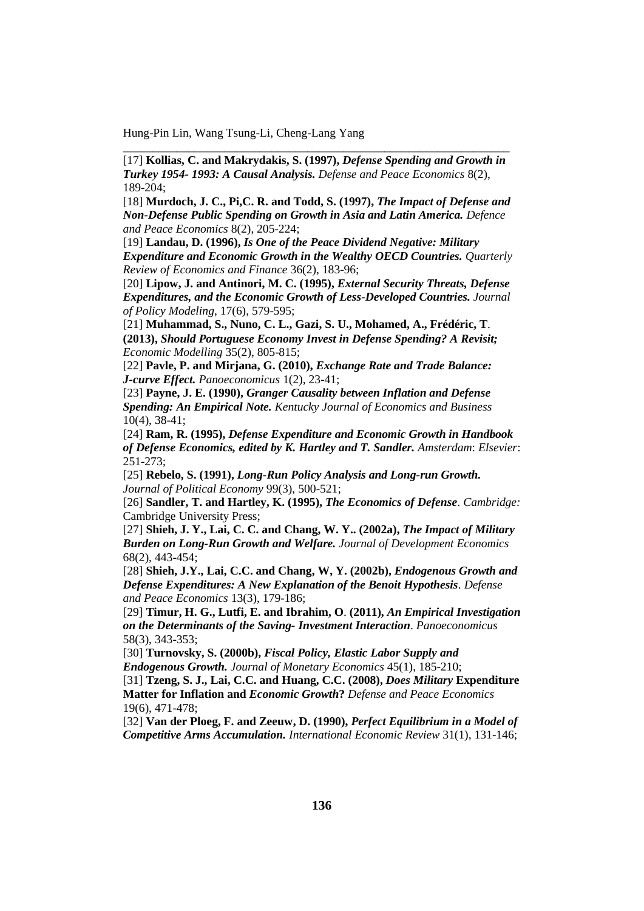[17] **Kollias, C. and Makrydakis, S. (1997),** ***Defense Spending and Growth in Turkey 1954- 1993: A Causal Analysis.*** *Defense and Peace Economics* 8(2), 189-204;

[18] **Murdoch, J. C., Pi,C. R. and Todd, S. (1997),** ***The Impact of Defense and Non-Defense Public Spending on Growth in Asia and Latin America.*** *Defence and Peace Economics* 8(2), 205-224;

[19] **Landau, D. (1996),** ***Is One of the Peace Dividend Negative: Military Expenditure and Economic Growth in the Wealthy OECD Countries.*** *Quarterly Review of Economics and Finance* 36(2), 183-96;

[20] **Lipow, J. and Antinori, M. C. (1995),** ***External Security Threats, Defense Expenditures, and the Economic Growth of Less-Developed Countries.*** *Journal of Policy Modeling*, 17(6), 579-595;

[21] **Muhammad, S., Nuno, C. L., Gazi, S. U., Mohamed, A., Frédéric, T. (2013),** ***Should Portuguese Economy Invest in Defense Spending? A Revisit;*** *Economic Modelling* 35(2), 805-815;

[22] **Pavle, P. and Mirjana, G. (2010),** ***Exchange Rate and Trade Balance: J-curve Effect.*** *Panoeconomicus* 1(2), 23-41;

[23] **Payne, J. E. (1990),** ***Granger Causality between Inflation and Defense Spending: An Empirical Note.*** *Kentucky Journal of Economics and Business* 10(4), 38-41;

[24] **Ram, R. (1995),** ***Defense Expenditure and Economic Growth in Handbook of Defense Economics, edited by K. Hartley and T. Sandler.*** *Amsterdam*: *Elsevier*: 251-273;

[25] **Rebelo, S. (1991),** ***Long-Run Policy Analysis and Long-run Growth.*** *Journal of Political Economy* 99(3), 500-521;

[26] **Sandler, T. and Hartley, K. (1995),** ***The Economics of Defense***. *Cambridge:* Cambridge University Press;

[27] **Shieh, J. Y., Lai, C. C. and Chang, W. Y.. (2002a),** ***The Impact of Military Burden on Long-Run Growth and Welfare.*** *Journal of Development Economics* 68(2), 443-454;

[28] **Shieh, J.Y., Lai, C.C. and Chang, W, Y. (2002b),** ***Endogenous Growth and Defense Expenditures: A New Explanation of the Benoit Hypothesis***. *Defense and Peace Economics* 13(3), 179-186;

[29] **Timur, H. G., Lutfi, E. and Ibrahim, O. (2011),** ***An Empirical Investigation on the Determinants of the Saving- Investment Interaction***. *Panoeconomicus* 58(3), 343-353;

[30] **Turnovsky, S. (2000b),** ***Fiscal Policy, Elastic Labor Supply and Endogenous Growth.*** *Journal of Monetary Economics* 45(1), 185-210;

[31] **Tzeng, S. J., Lai, C.C. and Huang, C.C. (2008),** ***Does Military* Expenditure Matter for Inflation and *Economic Growth*?** *Defense and Peace Economics* 19(6), 471-478;

[32] **Van der Ploeg, F. and Zeeuw, D. (1990),** ***Perfect Equilibrium in a Model of Competitive Arms Accumulation.*** *International Economic Review* 31(1), 131-146;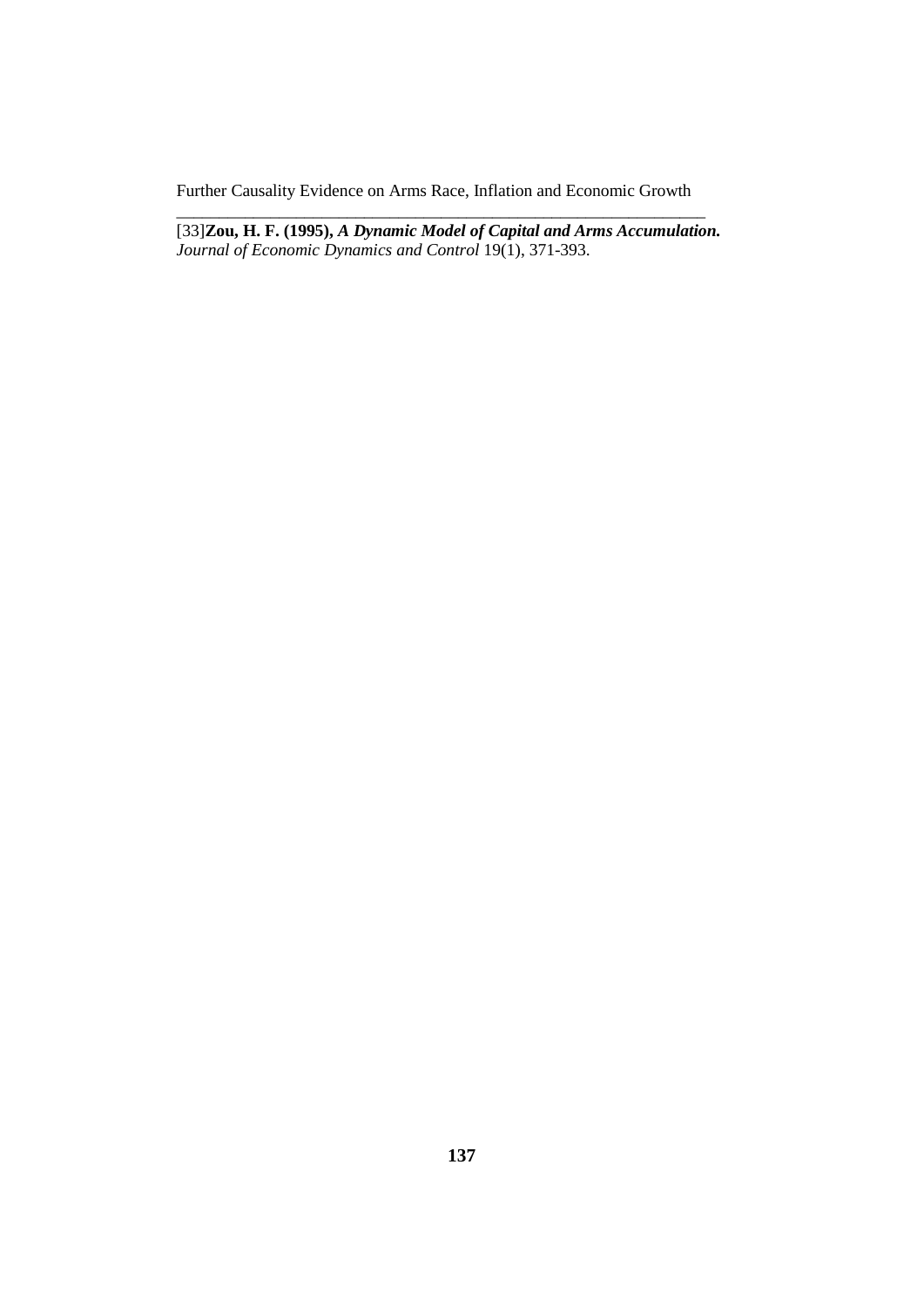[33]**Zou, H. F. (1995),** ***A Dynamic Model of Capital and Arms Accumulation.*** *Journal of Economic Dynamics and Control* 19(1), 371-393.